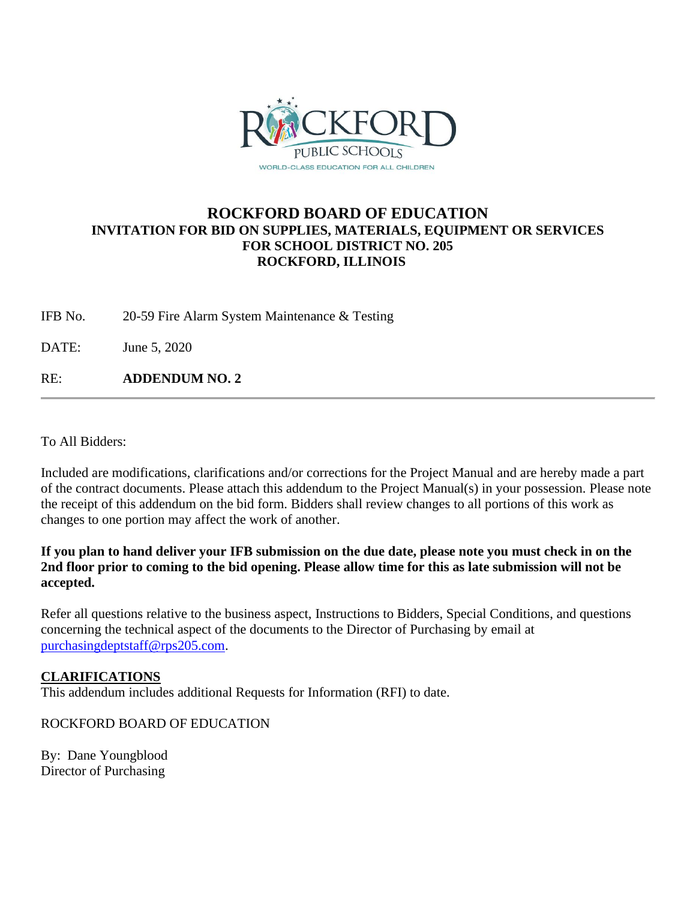# ROCKFORD BOARD OF EDUCATION

## INVITATION FOR BID ON SUPPLIES, MATERIALS, EQUIPMENT OR SERVICES FOR SCHOOL DISTRICT NO. 205 ROCKFORD, ILLINOIS

IFB No. 20-59 Fire Alarm System Maintenance & Testing

DATE: June 5, 2020

RE: **ADDENDUM NO. 2**

---

To All Bidders:

Included are modifications, clarifications and/or corrections for the Project Manual and are hereby made a part of the contract documents. Please attach this addendum to the Project Manual(s) in your possession. Please note the receipt of this addendum on the bid form. Bidders shall review changes to all portions of this work as changes to one portion may affect the work of another.

**If you plan to hand deliver your IFB submission on the due date, please note you must check in on the 2nd floor prior to coming to the bid opening. Please allow time for this as late submission will not be accepted.**

Refer all questions relative to the business aspect, Instructions to Bidders, Special Conditions, and questions concerning the technical aspect of the documents to the Director of Purchasing by email at purchasingdeptstaff@rps205.com.

**CLARIFICATIONS**

This addendum includes additional Requests for Information (RFI) to date.

ROCKFORD BOARD OF EDUCATION

By: Dane Youngblood
Director of Purchasing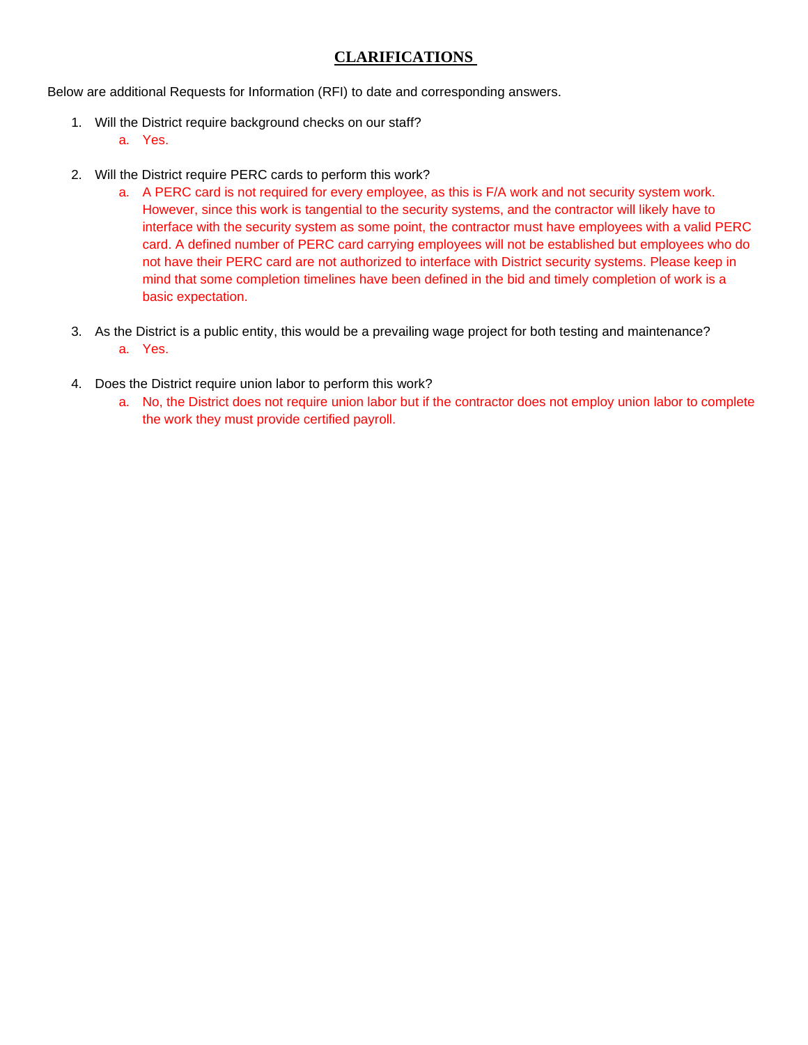# CLARIFICATIONS

Below are additional Requests for Information (RFI) to date and corresponding answers.

1. Will the District require background checks on our staff?
    a. Yes.

2. Will the District require PERC cards to perform this work?
    a. A PERC card is not required for every employee, as this is F/A work and not security system work. However, since this work is tangential to the security systems, and the contractor will likely have to interface with the security system as some point, the contractor must have employees with a valid PERC card. A defined number of PERC card carrying employees will not be established but employees who do not have their PERC card are not authorized to interface with District security systems. Please keep in mind that some completion timelines have been defined in the bid and timely completion of work is a basic expectation.

3. As the District is a public entity, this would be a prevailing wage project for both testing and maintenance?
    a. Yes.

4. Does the District require union labor to perform this work?
    a. No, the District does not require union labor but if the contractor does not employ union labor to complete the work they must provide certified payroll.